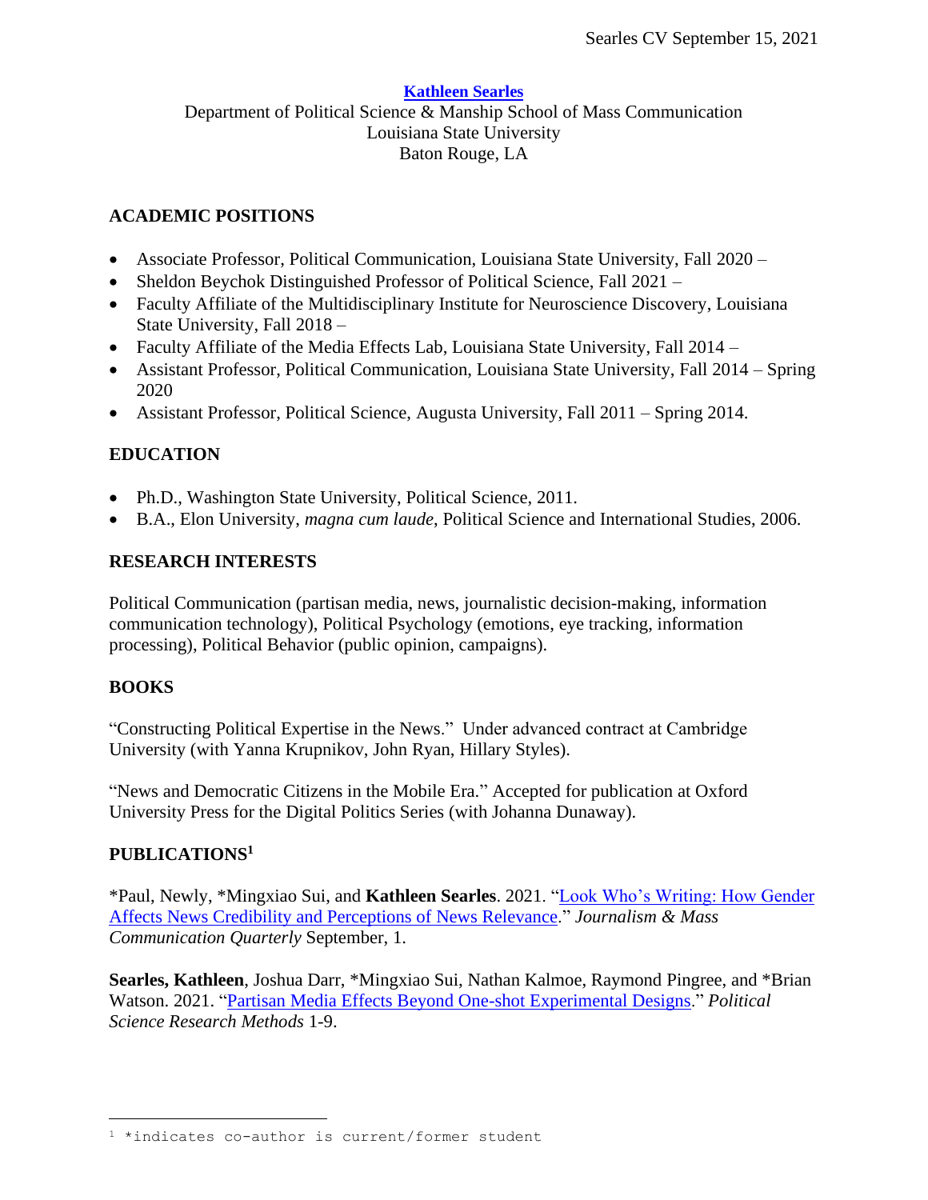**[Kathleen Searles](#)**

Department of Political Science & Manship School of Mass Communication
Louisiana State University
Baton Rouge, LA

## ACADEMIC POSITIONS

- Associate Professor, Political Communication, Louisiana State University, Fall 2020 –
- Sheldon Beychok Distinguished Professor of Political Science, Fall 2021 –
- Faculty Affiliate of the Multidisciplinary Institute for Neuroscience Discovery, Louisiana State University, Fall 2018 –
- Faculty Affiliate of the Media Effects Lab, Louisiana State University, Fall 2014 –
- Assistant Professor, Political Communication, Louisiana State University, Fall 2014 – Spring 2020
- Assistant Professor, Political Science, Augusta University, Fall 2011 – Spring 2014.

## EDUCATION

- Ph.D., Washington State University, Political Science, 2011.
- B.A., Elon University, *magna cum laude*, Political Science and International Studies, 2006.

## RESEARCH INTERESTS

Political Communication (partisan media, news, journalistic decision-making, information communication technology), Political Psychology (emotions, eye tracking, information processing), Political Behavior (public opinion, campaigns).

## BOOKS

"Constructing Political Expertise in the News." Under advanced contract at Cambridge University (with Yanna Krupnikov, John Ryan, Hillary Styles).

"News and Democratic Citizens in the Mobile Era." Accepted for publication at Oxford University Press for the Digital Politics Series (with Johanna Dunaway).

## PUBLICATIONS[1]

*Paul, Newly, *Mingxiao Sui, and **Kathleen Searles**. 2021. "[Look Who's Writing: How Gender Affects News Credibility and Perceptions of News Relevance](#)." *Journalism & Mass Communication Quarterly* September, 1.

**Searles, Kathleen**, Joshua Darr, *Mingxiao Sui, Nathan Kalmoe, Raymond Pingree, and *Brian Watson. 2021. "[Partisan Media Effects Beyond One-shot Experimental Designs](#)." *Political Science Research Methods* 1-9.

[1] *indicates co-author is current/former student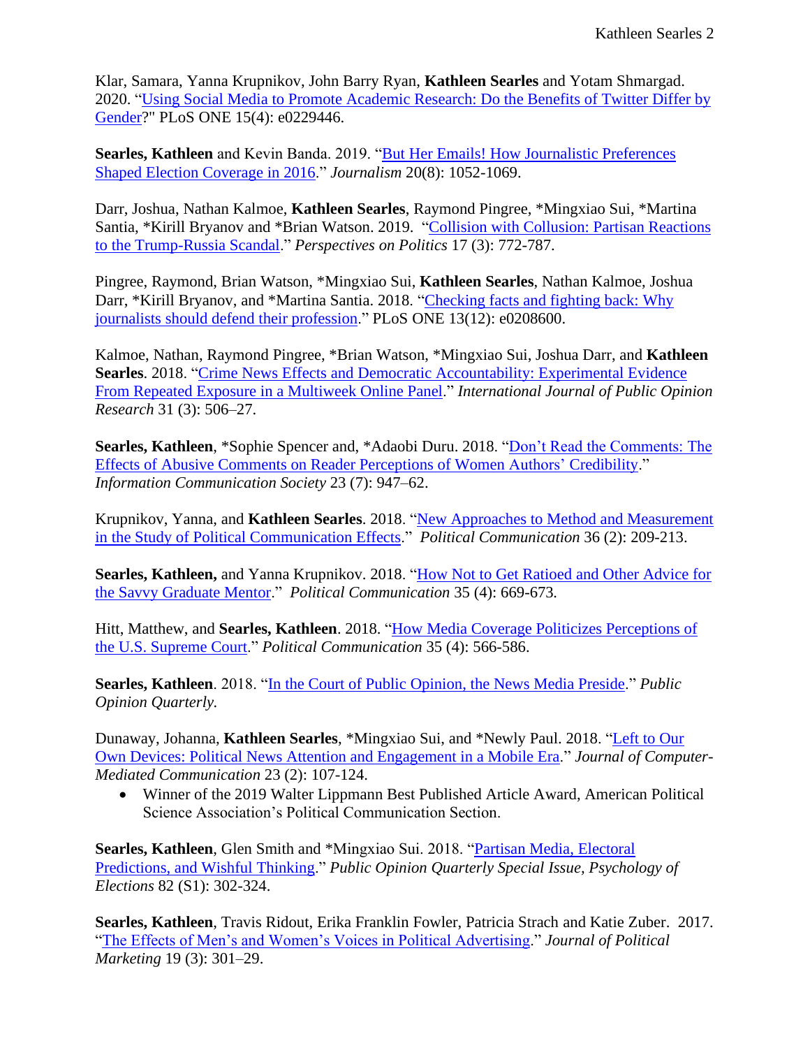Klar, Samara, Yanna Krupnikov, John Barry Ryan, **Kathleen Searles** and Yotam Shmargad. 2020. "Using Social Media to Promote Academic Research: Do the Benefits of Twitter Differ by Gender?" PLoS ONE 15(4): e0229446.

**Searles, Kathleen** and Kevin Banda. 2019. "But Her Emails! How Journalistic Preferences Shaped Election Coverage in 2016." *Journalism* 20(8): 1052-1069.

Darr, Joshua, Nathan Kalmoe, **Kathleen Searles**, Raymond Pingree, *Mingxiao Sui, *Martina Santia, *Kirill Bryanov and *Brian Watson. 2019. "Collision with Collusion: Partisan Reactions to the Trump-Russia Scandal." *Perspectives on Politics* 17 (3): 772-787.

Pingree, Raymond, Brian Watson, *Mingxiao Sui, **Kathleen Searles**, Nathan Kalmoe, Joshua Darr, *Kirill Bryanov, and *Martina Santia. 2018. "Checking facts and fighting back: Why journalists should defend their profession." PLoS ONE 13(12): e0208600.

Kalmoe, Nathan, Raymond Pingree, *Brian Watson, *Mingxiao Sui, Joshua Darr, and **Kathleen Searles**. 2018. "Crime News Effects and Democratic Accountability: Experimental Evidence From Repeated Exposure in a Multiweek Online Panel." *International Journal of Public Opinion Research* 31 (3): 506–27.

**Searles, Kathleen**, *Sophie Spencer and, *Adaobi Duru. 2018. "Don't Read the Comments: The Effects of Abusive Comments on Reader Perceptions of Women Authors' Credibility." *Information Communication Society* 23 (7): 947–62.

Krupnikov, Yanna, and **Kathleen Searles**. 2018. "New Approaches to Method and Measurement in the Study of Political Communication Effects." *Political Communication* 36 (2): 209-213.

**Searles, Kathleen,** and Yanna Krupnikov. 2018. "How Not to Get Ratioed and Other Advice for the Savvy Graduate Mentor." *Political Communication* 35 (4): 669-673.

Hitt, Matthew, and **Searles, Kathleen**. 2018. "How Media Coverage Politicizes Perceptions of the U.S. Supreme Court." *Political Communication* 35 (4): 566-586.

**Searles, Kathleen**. 2018. "In the Court of Public Opinion, the News Media Preside." *Public Opinion Quarterly.*

Dunaway, Johanna, **Kathleen Searles**, *Mingxiao Sui, and *Newly Paul. 2018. "Left to Our Own Devices: Political News Attention and Engagement in a Mobile Era." *Journal of Computer-Mediated Communication* 23 (2): 107-124.

- Winner of the 2019 Walter Lippmann Best Published Article Award, American Political Science Association's Political Communication Section.

**Searles, Kathleen**, Glen Smith and *Mingxiao Sui. 2018. "Partisan Media, Electoral Predictions, and Wishful Thinking." *Public Opinion Quarterly Special Issue, Psychology of Elections* 82 (S1): 302-324.

**Searles, Kathleen**, Travis Ridout, Erika Franklin Fowler, Patricia Strach and Katie Zuber. 2017. "The Effects of Men's and Women's Voices in Political Advertising." *Journal of Political Marketing* 19 (3): 301–29.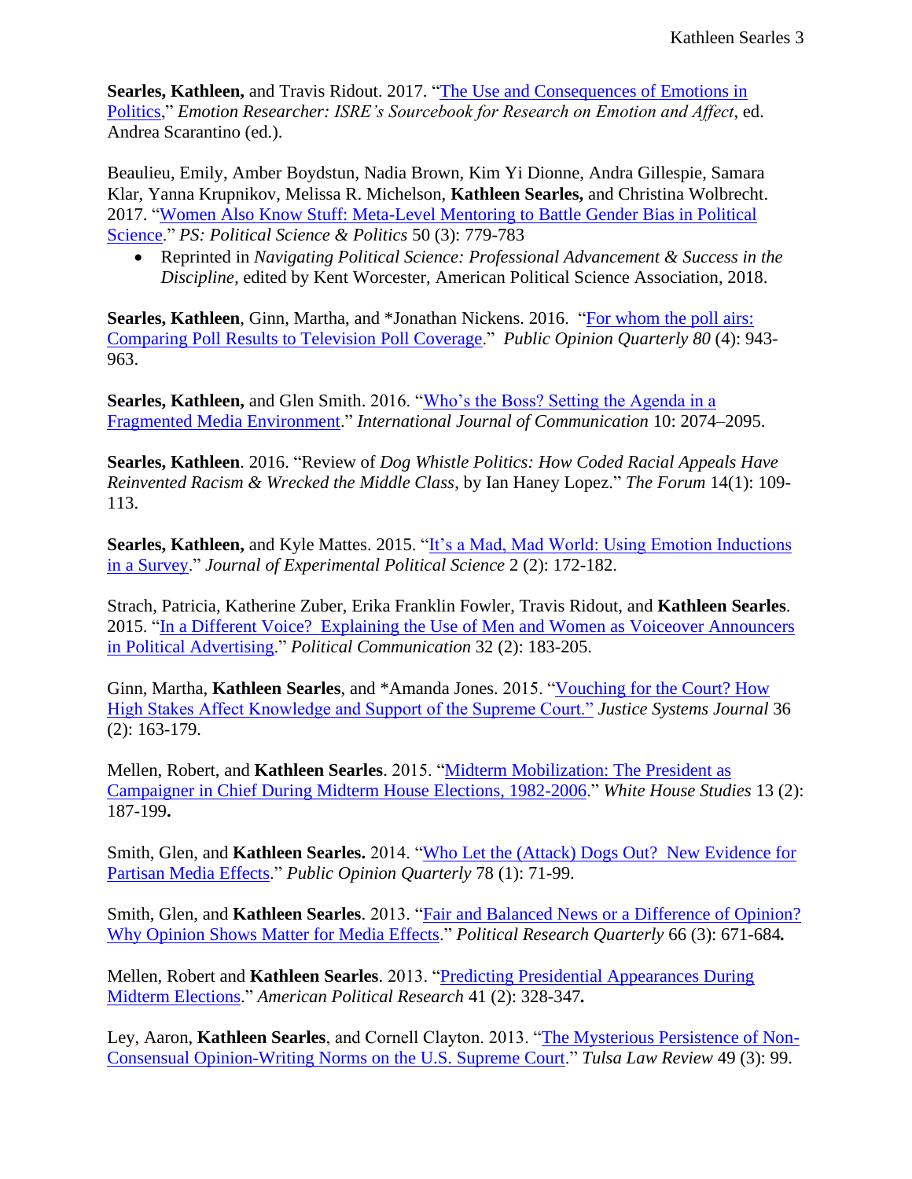**Searles, Kathleen,** and Travis Ridout. 2017. "The Use and Consequences of Emotions in Politics," *Emotion Researcher: ISRE's Sourcebook for Research on Emotion and Affect*, ed. Andrea Scarantino (ed.).

Beaulieu, Emily, Amber Boydstun, Nadia Brown, Kim Yi Dionne, Andra Gillespie, Samara Klar, Yanna Krupnikov, Melissa R. Michelson, **Kathleen Searles,** and Christina Wolbrecht. 2017. "Women Also Know Stuff: Meta-Level Mentoring to Battle Gender Bias in Political Science." *PS: Political Science & Politics* 50 (3): 779-783

- Reprinted in *Navigating Political Science: Professional Advancement & Success in the Discipline,* edited by Kent Worcester, American Political Science Association, 2018.

**Searles, Kathleen**, Ginn, Martha, and *Jonathan Nickens. 2016. "For whom the poll airs: Comparing Poll Results to Television Poll Coverage." *Public Opinion Quarterly 80* (4): 943-963.

**Searles, Kathleen,** and Glen Smith. 2016. "Who's the Boss? Setting the Agenda in a Fragmented Media Environment." *International Journal of Communication* 10: 2074–2095.

**Searles, Kathleen**. 2016. "Review of *Dog Whistle Politics: How Coded Racial Appeals Have Reinvented Racism & Wrecked the Middle Class*, by Ian Haney Lopez." *The Forum* 14(1): 109-113.

**Searles, Kathleen,** and Kyle Mattes. 2015. "It's a Mad, Mad World: Using Emotion Inductions in a Survey." *Journal of Experimental Political Science* 2 (2): 172-182.

Strach, Patricia, Katherine Zuber, Erika Franklin Fowler, Travis Ridout, and **Kathleen Searles**. 2015. "In a Different Voice? Explaining the Use of Men and Women as Voiceover Announcers in Political Advertising." *Political Communication* 32 (2): 183-205.

Ginn, Martha, **Kathleen Searles**, and *Amanda Jones. 2015. "Vouching for the Court? How High Stakes Affect Knowledge and Support of the Supreme Court." *Justice Systems Journal* 36 (2): 163-179.

Mellen, Robert, and **Kathleen Searles**. 2015. "Midterm Mobilization: The President as Campaigner in Chief During Midterm House Elections, 1982-2006." *White House Studies* 13 (2): 187-199**.**

Smith, Glen, and **Kathleen Searles.** 2014. "Who Let the (Attack) Dogs Out? New Evidence for Partisan Media Effects." *Public Opinion Quarterly* 78 (1): 71-99.

Smith, Glen, and **Kathleen Searles**. 2013. "Fair and Balanced News or a Difference of Opinion? Why Opinion Shows Matter for Media Effects." *Political Research Quarterly* 66 (3): 671-684**.**

Mellen, Robert and **Kathleen Searles**. 2013. "Predicting Presidential Appearances During Midterm Elections." *American Political Research* 41 (2): 328-347**.**

Ley, Aaron, **Kathleen Searles**, and Cornell Clayton. 2013. "The Mysterious Persistence of Non-Consensual Opinion-Writing Norms on the U.S. Supreme Court." *Tulsa Law Review* 49 (3): 99.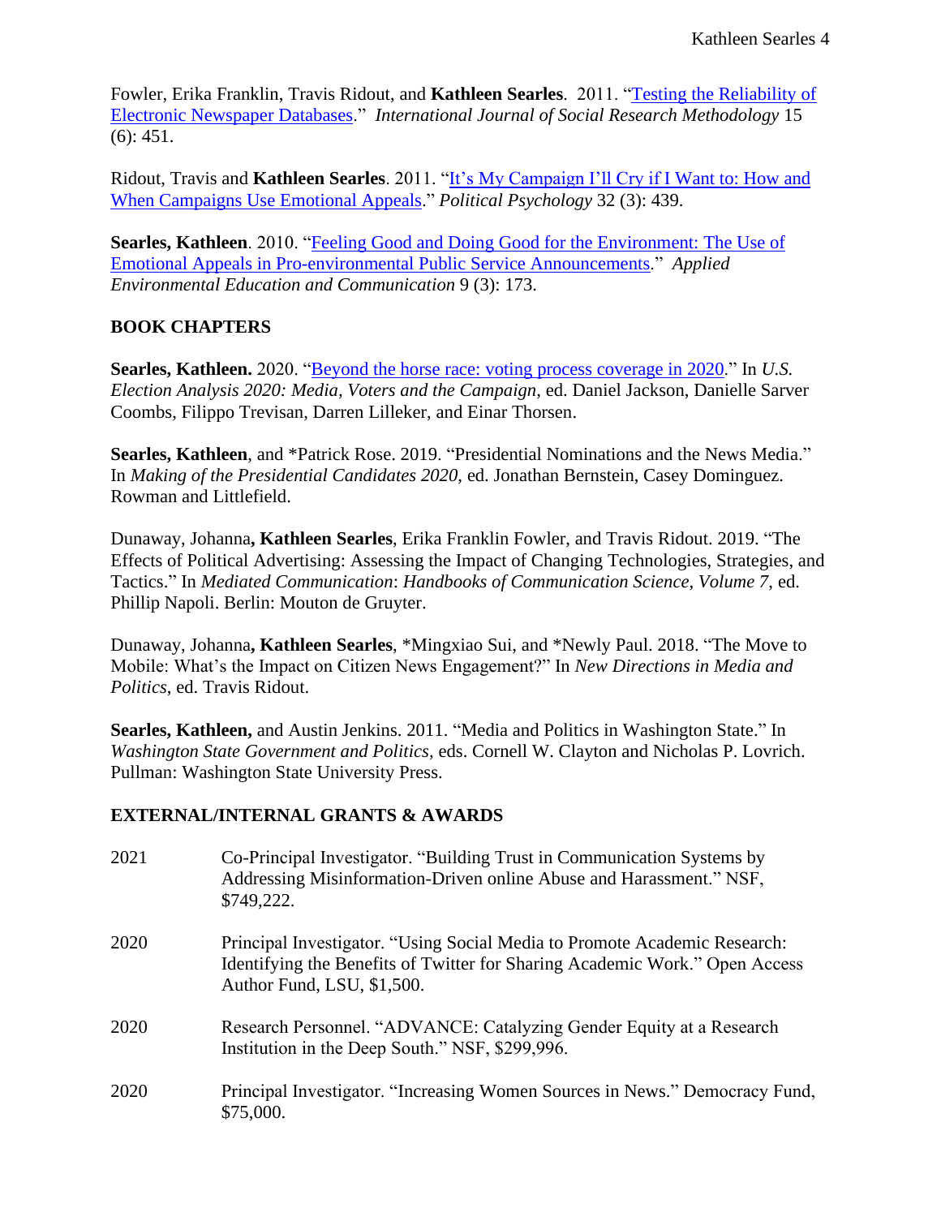Fowler, Erika Franklin, Travis Ridout, and **Kathleen Searles**. 2011. "Testing the Reliability of Electronic Newspaper Databases." *International Journal of Social Research Methodology* 15 (6): 451.

Ridout, Travis and **Kathleen Searles**. 2011. "It's My Campaign I'll Cry if I Want to: How and When Campaigns Use Emotional Appeals." *Political Psychology* 32 (3): 439.

**Searles, Kathleen**. 2010. "Feeling Good and Doing Good for the Environment: The Use of Emotional Appeals in Pro-environmental Public Service Announcements." *Applied Environmental Education and Communication* 9 (3): 173.

## BOOK CHAPTERS

**Searles, Kathleen.** 2020. "Beyond the horse race: voting process coverage in 2020." In *U.S. Election Analysis 2020: Media, Voters and the Campaign*, ed. Daniel Jackson, Danielle Sarver Coombs, Filippo Trevisan, Darren Lilleker, and Einar Thorsen.

**Searles, Kathleen**, and *Patrick Rose. 2019. "Presidential Nominations and the News Media." In *Making of the Presidential Candidates 2020,* ed. Jonathan Bernstein, Casey Dominguez. Rowman and Littlefield.

Dunaway, Johanna**, Kathleen Searles**, Erika Franklin Fowler, and Travis Ridout. 2019. "The Effects of Political Advertising: Assessing the Impact of Changing Technologies, Strategies, and Tactics." In *Mediated Communication*: *Handbooks of Communication Science, Volume 7*, ed. Phillip Napoli. Berlin: Mouton de Gruyter.

Dunaway, Johanna**, Kathleen Searles**, *Mingxiao Sui, and *Newly Paul. 2018. "The Move to Mobile: What's the Impact on Citizen News Engagement?" In *New Directions in Media and Politics*, ed. Travis Ridout.

**Searles, Kathleen,** and Austin Jenkins. 2011. "Media and Politics in Washington State." In *Washington State Government and Politics,* eds. Cornell W. Clayton and Nicholas P. Lovrich. Pullman: Washington State University Press.

## EXTERNAL/INTERNAL GRANTS & AWARDS

2021 — Co-Principal Investigator. "Building Trust in Communication Systems by Addressing Misinformation-Driven online Abuse and Harassment." NSF, $749,222.

2020 — Principal Investigator. "Using Social Media to Promote Academic Research: Identifying the Benefits of Twitter for Sharing Academic Work." Open Access Author Fund, LSU, $1,500.

2020 — Research Personnel. "ADVANCE: Catalyzing Gender Equity at a Research Institution in the Deep South." NSF, $299,996.

2020 — Principal Investigator. "Increasing Women Sources in News." Democracy Fund, $75,000.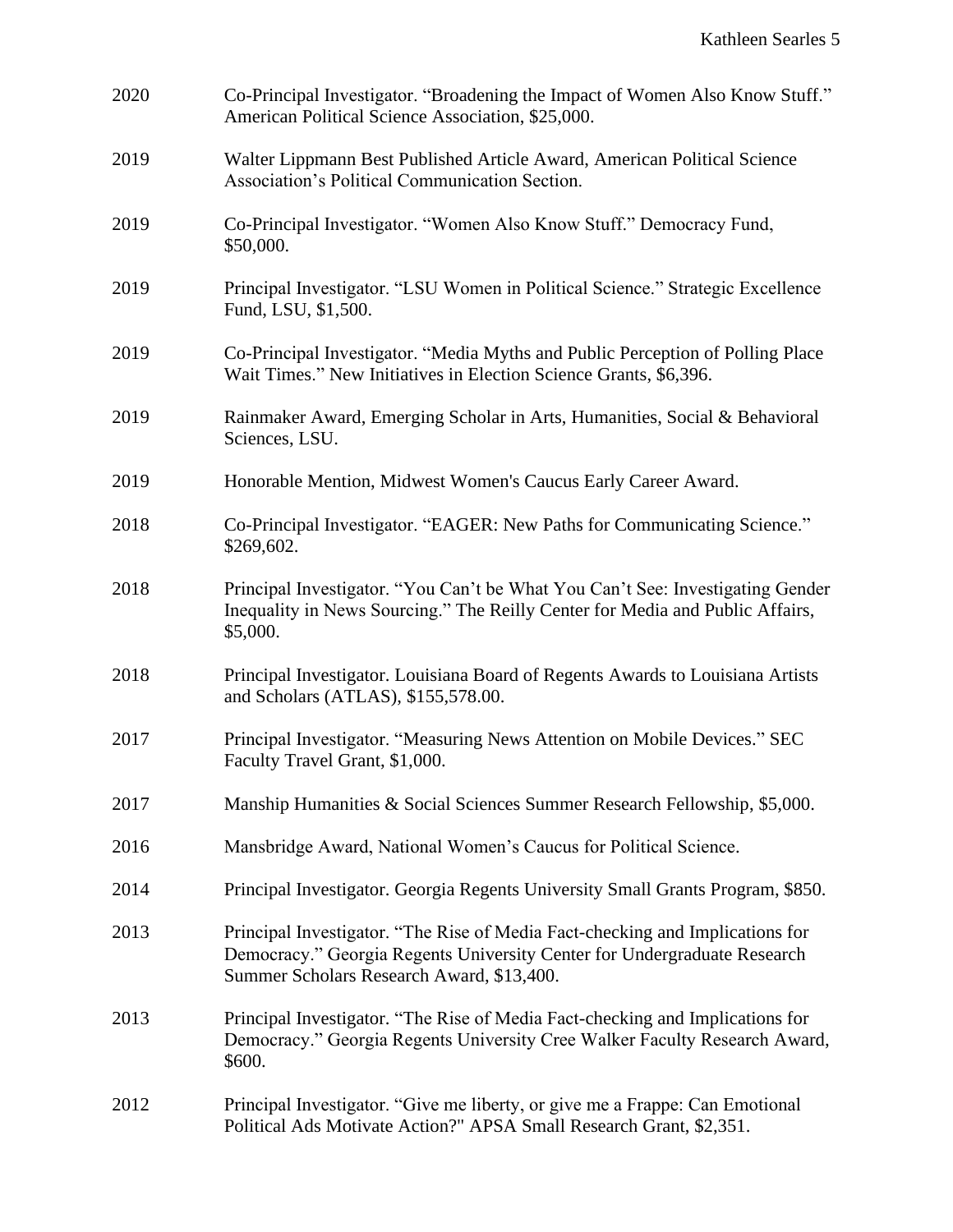2020 Co-Principal Investigator. "Broadening the Impact of Women Also Know Stuff." American Political Science Association, $25,000.

2019 Walter Lippmann Best Published Article Award, American Political Science Association's Political Communication Section.

2019 Co-Principal Investigator. "Women Also Know Stuff." Democracy Fund, $50,000.

2019 Principal Investigator. "LSU Women in Political Science." Strategic Excellence Fund, LSU, $1,500.

2019 Co-Principal Investigator. "Media Myths and Public Perception of Polling Place Wait Times." New Initiatives in Election Science Grants, $6,396.

2019 Rainmaker Award, Emerging Scholar in Arts, Humanities, Social & Behavioral Sciences, LSU.

2019 Honorable Mention, Midwest Women's Caucus Early Career Award.

2018 Co-Principal Investigator. "EAGER: New Paths for Communicating Science." $269,602.

2018 Principal Investigator. "You Can't be What You Can't See: Investigating Gender Inequality in News Sourcing." The Reilly Center for Media and Public Affairs, $5,000.

2018 Principal Investigator. Louisiana Board of Regents Awards to Louisiana Artists and Scholars (ATLAS), $155,578.00.

2017 Principal Investigator. "Measuring News Attention on Mobile Devices." SEC Faculty Travel Grant, $1,000.

2017 Manship Humanities & Social Sciences Summer Research Fellowship, $5,000.

2016 Mansbridge Award, National Women's Caucus for Political Science.

2014 Principal Investigator. Georgia Regents University Small Grants Program, $850.

2013 Principal Investigator. "The Rise of Media Fact-checking and Implications for Democracy." Georgia Regents University Center for Undergraduate Research Summer Scholars Research Award, $13,400.

2013 Principal Investigator. "The Rise of Media Fact-checking and Implications for Democracy." Georgia Regents University Cree Walker Faculty Research Award, $600.

2012 Principal Investigator. "Give me liberty, or give me a Frappe: Can Emotional Political Ads Motivate Action?" APSA Small Research Grant, $2,351.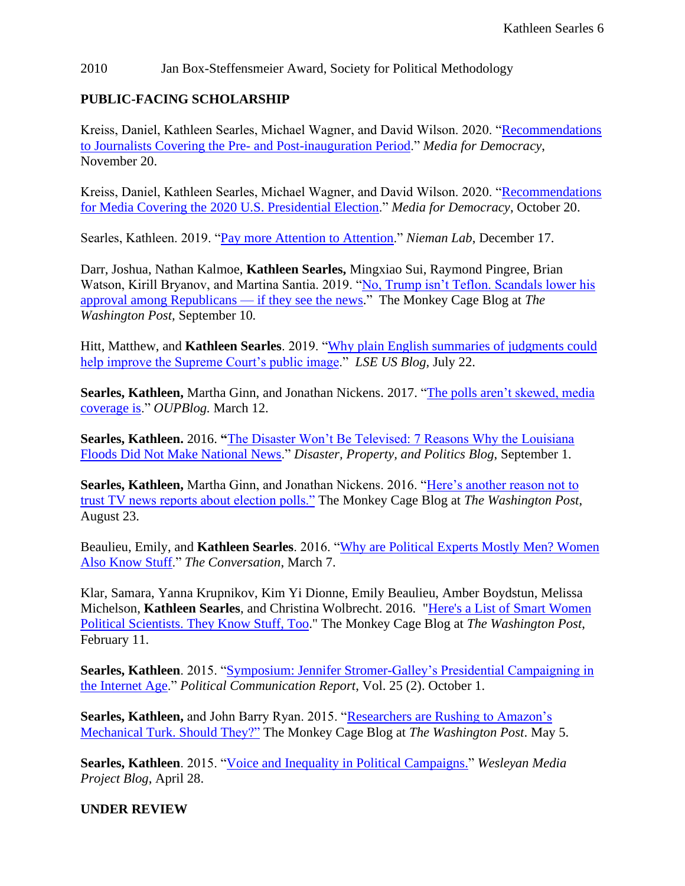2010 Jan Box-Steffensmeier Award, Society for Political Methodology

## PUBLIC-FACING SCHOLARSHIP

Kreiss, Daniel, Kathleen Searles, Michael Wagner, and David Wilson. 2020. "Recommendations to Journalists Covering the Pre- and Post-inauguration Period." *Media for Democracy*, November 20.

Kreiss, Daniel, Kathleen Searles, Michael Wagner, and David Wilson. 2020. "Recommendations for Media Covering the 2020 U.S. Presidential Election." *Media for Democracy*, October 20.

Searles, Kathleen. 2019. "Pay more Attention to Attention." *Nieman Lab*, December 17.

Darr, Joshua, Nathan Kalmoe, **Kathleen Searles,** Mingxiao Sui, Raymond Pingree, Brian Watson, Kirill Bryanov, and Martina Santia. 2019. "No, Trump isn't Teflon. Scandals lower his approval among Republicans — if they see the news." The Monkey Cage Blog at *The Washington Post,* September 10*.*

Hitt, Matthew, and **Kathleen Searles**. 2019. "Why plain English summaries of judgments could help improve the Supreme Court's public image." *LSE US Blog,* July 22.

**Searles, Kathleen,** Martha Ginn, and Jonathan Nickens. 2017. "The polls aren't skewed, media coverage is." *OUPBlog.* March 12.

**Searles, Kathleen.** 2016. **"**The Disaster Won't Be Televised: 7 Reasons Why the Louisiana Floods Did Not Make National News." *Disaster, Property, and Politics Blog*, September 1.

**Searles, Kathleen,** Martha Ginn, and Jonathan Nickens. 2016. "Here's another reason not to trust TV news reports about election polls." The Monkey Cage Blog at *The Washington Post*, August 23.

Beaulieu, Emily, and **Kathleen Searles**. 2016. "Why are Political Experts Mostly Men? Women Also Know Stuff." *The Conversation*, March 7.

Klar, Samara, Yanna Krupnikov, Kim Yi Dionne, Emily Beaulieu, Amber Boydstun, Melissa Michelson, **Kathleen Searles**, and Christina Wolbrecht. 2016. "Here's a List of Smart Women Political Scientists. They Know Stuff, Too." The Monkey Cage Blog at *The Washington Post*, February 11.

**Searles, Kathleen**. 2015. "Symposium: Jennifer Stromer-Galley's Presidential Campaigning in the Internet Age." *Political Communication Report*, Vol. 25 (2). October 1.

**Searles, Kathleen,** and John Barry Ryan. 2015. "Researchers are Rushing to Amazon's Mechanical Turk. Should They?" The Monkey Cage Blog at *The Washington Post*. May 5.

**Searles, Kathleen**. 2015. "Voice and Inequality in Political Campaigns." *Wesleyan Media Project Blog*, April 28.

## UNDER REVIEW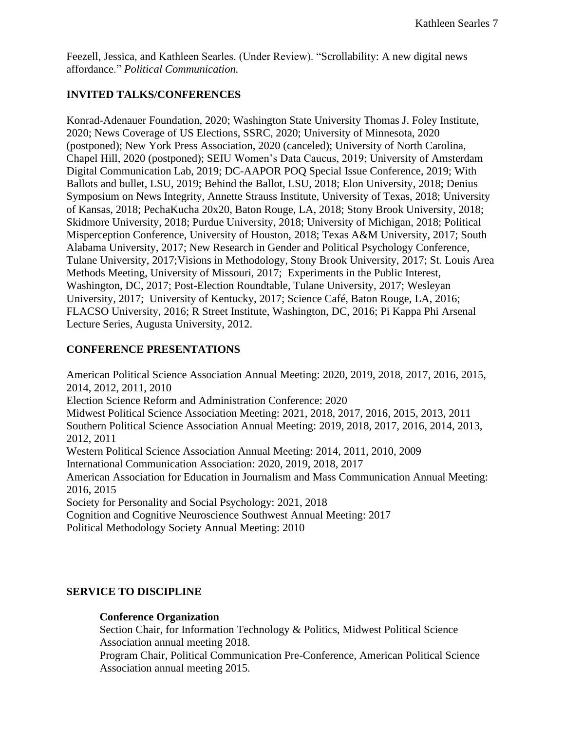Feezell, Jessica, and Kathleen Searles. (Under Review). "Scrollability: A new digital news affordance." *Political Communication.*

## INVITED TALKS/CONFERENCES

Konrad-Adenauer Foundation, 2020; Washington State University Thomas J. Foley Institute, 2020; News Coverage of US Elections, SSRC, 2020; University of Minnesota, 2020 (postponed); New York Press Association, 2020 (canceled); University of North Carolina, Chapel Hill, 2020 (postponed); SEIU Women's Data Caucus, 2019; University of Amsterdam Digital Communication Lab, 2019; DC-AAPOR POQ Special Issue Conference, 2019; With Ballots and bullet, LSU, 2019; Behind the Ballot, LSU, 2018; Elon University, 2018; Denius Symposium on News Integrity, Annette Strauss Institute, University of Texas, 2018; University of Kansas, 2018; PechaKucha 20x20, Baton Rouge, LA, 2018; Stony Brook University, 2018; Skidmore University, 2018; Purdue University, 2018; University of Michigan, 2018; Political Misperception Conference, University of Houston, 2018; Texas A&M University, 2017; South Alabama University, 2017; New Research in Gender and Political Psychology Conference, Tulane University, 2017;Visions in Methodology, Stony Brook University, 2017; St. Louis Area Methods Meeting, University of Missouri, 2017; Experiments in the Public Interest, Washington, DC, 2017; Post-Election Roundtable, Tulane University, 2017; Wesleyan University, 2017; University of Kentucky, 2017; Science Café, Baton Rouge, LA, 2016; FLACSO University, 2016; R Street Institute, Washington, DC, 2016; Pi Kappa Phi Arsenal Lecture Series, Augusta University, 2012.

## CONFERENCE PRESENTATIONS

American Political Science Association Annual Meeting: 2020, 2019, 2018, 2017, 2016, 2015, 2014, 2012, 2011, 2010
Election Science Reform and Administration Conference: 2020
Midwest Political Science Association Meeting: 2021, 2018, 2017, 2016, 2015, 2013, 2011
Southern Political Science Association Annual Meeting: 2019, 2018, 2017, 2016, 2014, 2013, 2012, 2011
Western Political Science Association Annual Meeting: 2014, 2011, 2010, 2009
International Communication Association: 2020, 2019, 2018, 2017
American Association for Education in Journalism and Mass Communication Annual Meeting: 2016, 2015
Society for Personality and Social Psychology: 2021, 2018
Cognition and Cognitive Neuroscience Southwest Annual Meeting: 2017
Political Methodology Society Annual Meeting: 2010

## SERVICE TO DISCIPLINE

### Conference Organization

Section Chair, for Information Technology & Politics, Midwest Political Science Association annual meeting 2018.
Program Chair, Political Communication Pre-Conference, American Political Science Association annual meeting 2015.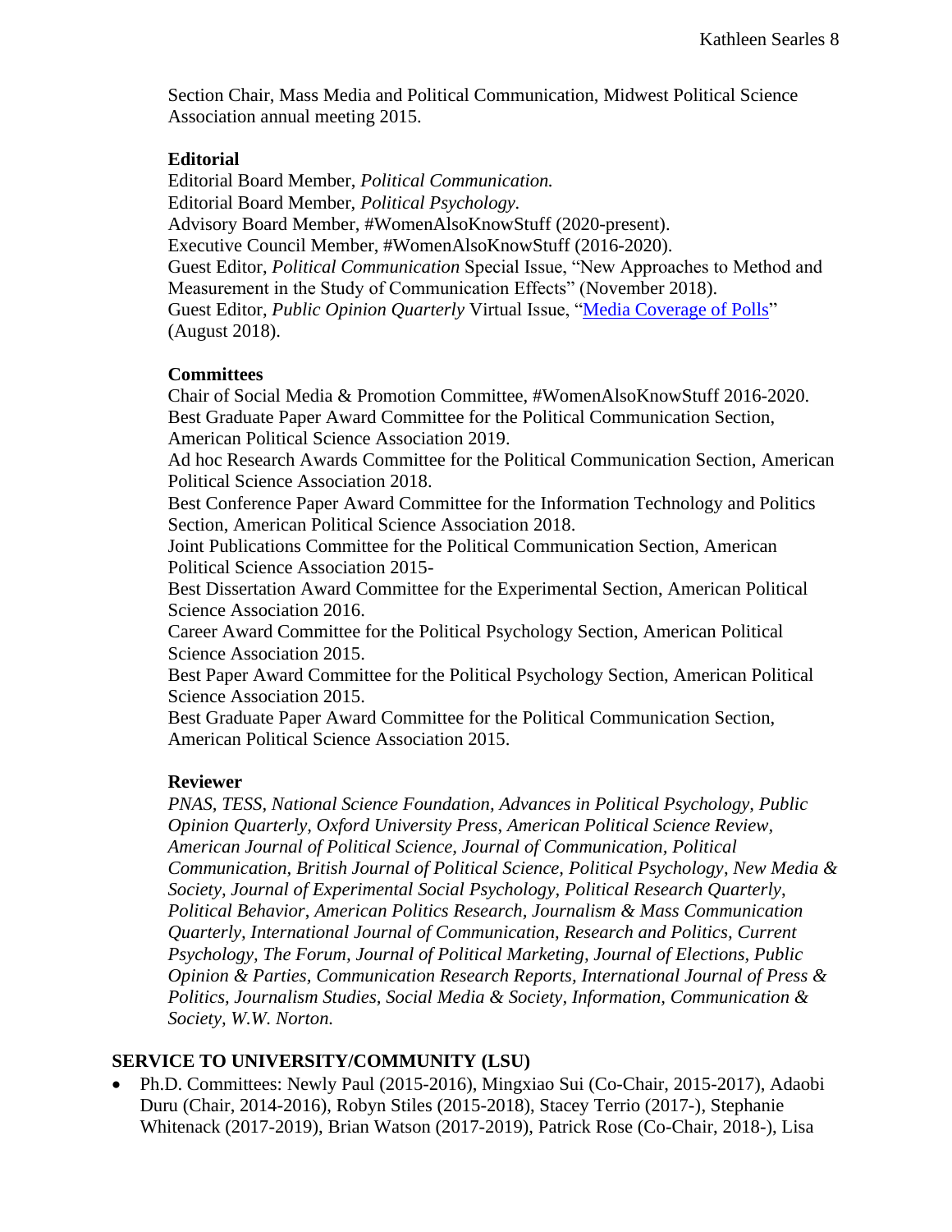Section Chair, Mass Media and Political Communication, Midwest Political Science Association annual meeting 2015.

**Editorial**

Editorial Board Member, *Political Communication.*
Editorial Board Member, *Political Psychology.*
Advisory Board Member, #WomenAlsoKnowStuff (2020-present).
Executive Council Member, #WomenAlsoKnowStuff (2016-2020).
Guest Editor, *Political Communication* Special Issue, "New Approaches to Method and Measurement in the Study of Communication Effects" (November 2018).
Guest Editor, *Public Opinion Quarterly* Virtual Issue, "Media Coverage of Polls" (August 2018).

**Committees**

Chair of Social Media & Promotion Committee, #WomenAlsoKnowStuff 2016-2020.
Best Graduate Paper Award Committee for the Political Communication Section, American Political Science Association 2019.
Ad hoc Research Awards Committee for the Political Communication Section, American Political Science Association 2018.
Best Conference Paper Award Committee for the Information Technology and Politics Section, American Political Science Association 2018.
Joint Publications Committee for the Political Communication Section, American Political Science Association 2015-
Best Dissertation Award Committee for the Experimental Section, American Political Science Association 2016.
Career Award Committee for the Political Psychology Section, American Political Science Association 2015.
Best Paper Award Committee for the Political Psychology Section, American Political Science Association 2015.
Best Graduate Paper Award Committee for the Political Communication Section, American Political Science Association 2015.

**Reviewer**

*PNAS, TESS, National Science Foundation, Advances in Political Psychology, Public Opinion Quarterly, Oxford University Press, American Political Science Review, American Journal of Political Science, Journal of Communication, Political Communication, British Journal of Political Science, Political Psychology, New Media & Society, Journal of Experimental Social Psychology, Political Research Quarterly, Political Behavior, American Politics Research, Journalism & Mass Communication Quarterly, International Journal of Communication, Research and Politics, Current Psychology, The Forum, Journal of Political Marketing, Journal of Elections, Public Opinion & Parties, Communication Research Reports, International Journal of Press & Politics, Journalism Studies, Social Media & Society, Information, Communication & Society, W.W. Norton.*

## SERVICE TO UNIVERSITY/COMMUNITY (LSU)

- Ph.D. Committees: Newly Paul (2015-2016), Mingxiao Sui (Co-Chair, 2015-2017), Adaobi Duru (Chair, 2014-2016), Robyn Stiles (2015-2018), Stacey Terrio (2017-), Stephanie Whitenack (2017-2019), Brian Watson (2017-2019), Patrick Rose (Co-Chair, 2018-), Lisa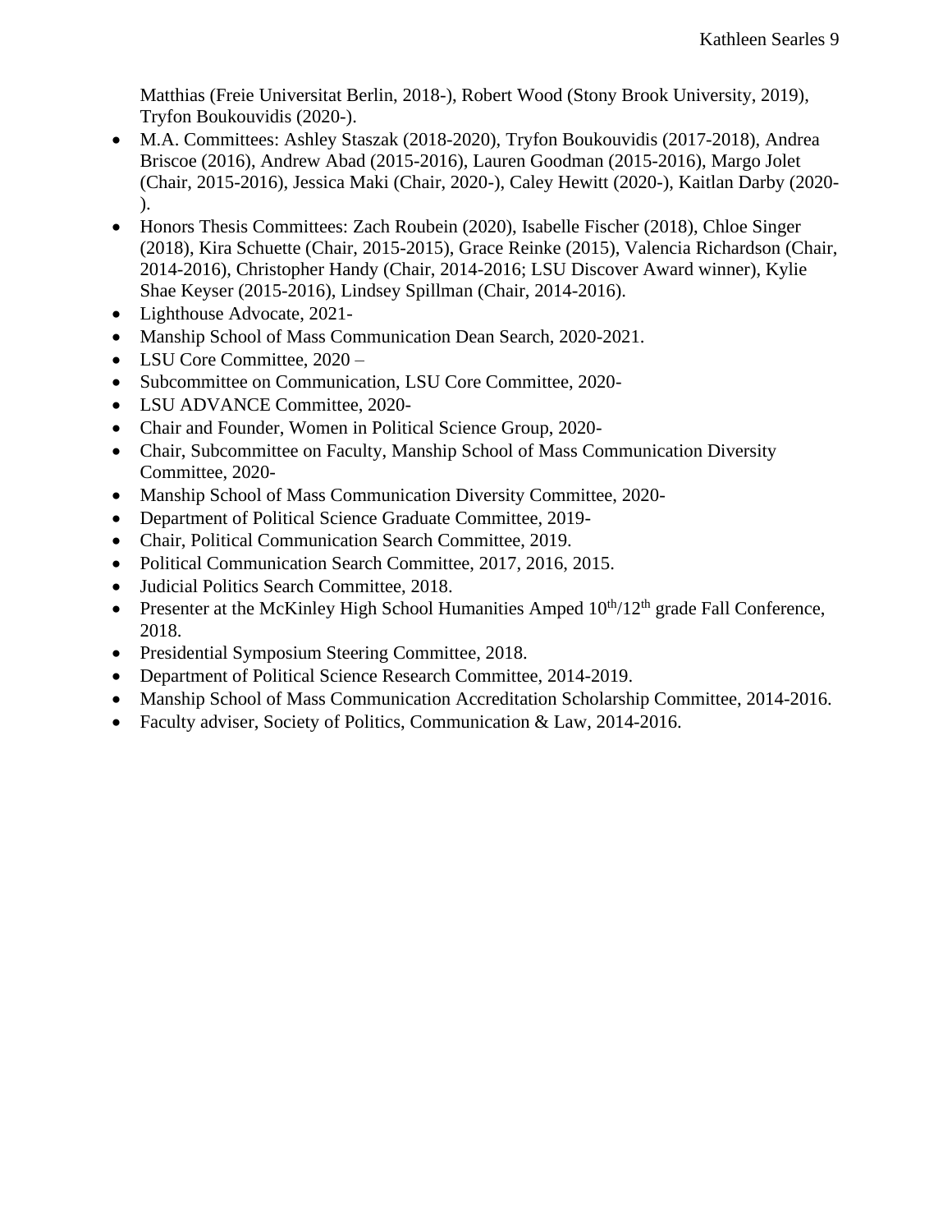Matthias (Freie Universitat Berlin, 2018-), Robert Wood (Stony Brook University, 2019), Tryfon Boukouvidis (2020-).

- M.A. Committees: Ashley Staszak (2018-2020), Tryfon Boukouvidis (2017-2018), Andrea Briscoe (2016), Andrew Abad (2015-2016), Lauren Goodman (2015-2016), Margo Jolet (Chair, 2015-2016), Jessica Maki (Chair, 2020-), Caley Hewitt (2020-), Kaitlan Darby (2020-).
- Honors Thesis Committees: Zach Roubein (2020), Isabelle Fischer (2018), Chloe Singer (2018), Kira Schuette (Chair, 2015-2015), Grace Reinke (2015), Valencia Richardson (Chair, 2014-2016), Christopher Handy (Chair, 2014-2016; LSU Discover Award winner), Kylie Shae Keyser (2015-2016), Lindsey Spillman (Chair, 2014-2016).
- Lighthouse Advocate, 2021-
- Manship School of Mass Communication Dean Search, 2020-2021.
- LSU Core Committee, 2020 –
- Subcommittee on Communication, LSU Core Committee, 2020-
- LSU ADVANCE Committee, 2020-
- Chair and Founder, Women in Political Science Group, 2020-
- Chair, Subcommittee on Faculty, Manship School of Mass Communication Diversity Committee, 2020-
- Manship School of Mass Communication Diversity Committee, 2020-
- Department of Political Science Graduate Committee, 2019-
- Chair, Political Communication Search Committee, 2019.
- Political Communication Search Committee, 2017, 2016, 2015.
- Judicial Politics Search Committee, 2018.
- Presenter at the McKinley High School Humanities Amped 10th/12th grade Fall Conference, 2018.
- Presidential Symposium Steering Committee, 2018.
- Department of Political Science Research Committee, 2014-2019.
- Manship School of Mass Communication Accreditation Scholarship Committee, 2014-2016.
- Faculty adviser, Society of Politics, Communication & Law, 2014-2016.